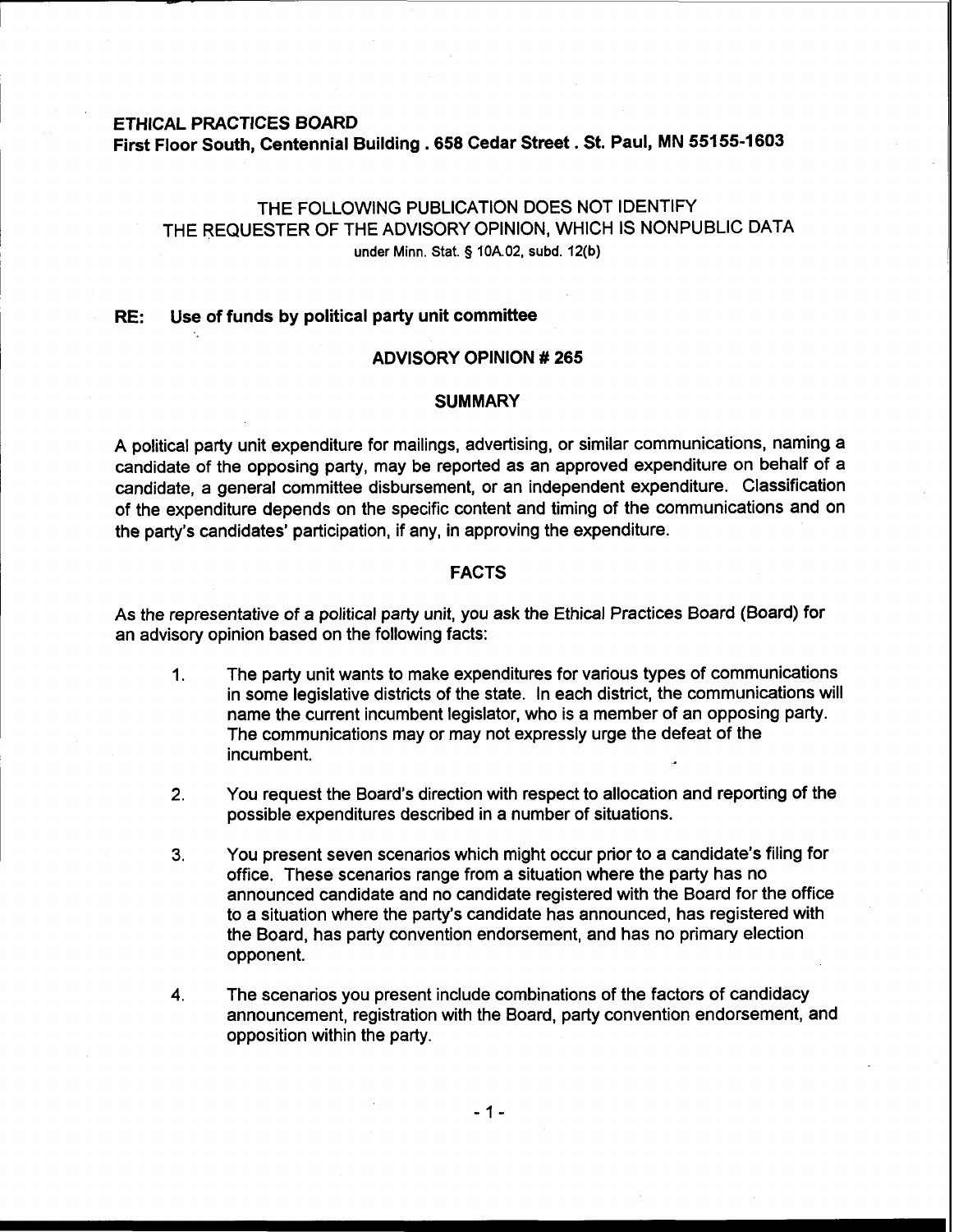**ETHICAL PRACTICES BOARD**
**First Floor South, Centennial Building . 658 Cedar Street . St. Paul, MN 55155-1603**

THE FOLLOWING PUBLICATION DOES NOT IDENTIFY
THE REQUESTER OF THE ADVISORY OPINION, WHICH IS NONPUBLIC DATA
under Minn. Stat. § 10A.02, subd. 12(b)

**RE: Use of funds by political party unit committee**

## ADVISORY OPINION # 265

### SUMMARY

A political party unit expenditure for mailings, advertising, or similar communications, naming a candidate of the opposing party, may be reported as an approved expenditure on behalf of a candidate, a general committee disbursement, or an independent expenditure. Classification of the expenditure depends on the specific content and timing of the communications and on the party's candidates' participation, if any, in approving the expenditure.

### FACTS

As the representative of a political party unit, you ask the Ethical Practices Board (Board) for an advisory opinion based on the following facts:

1. The party unit wants to make expenditures for various types of communications in some legislative districts of the state. In each district, the communications will name the current incumbent legislator, who is a member of an opposing party. The communications may or may not expressly urge the defeat of the incumbent.

2. You request the Board's direction with respect to allocation and reporting of the possible expenditures described in a number of situations.

3. You present seven scenarios which might occur prior to a candidate's filing for office. These scenarios range from a situation where the party has no announced candidate and no candidate registered with the Board for the office to a situation where the party's candidate has announced, has registered with the Board, has party convention endorsement, and has no primary election opponent.

4. The scenarios you present include combinations of the factors of candidacy announcement, registration with the Board, party convention endorsement, and opposition within the party.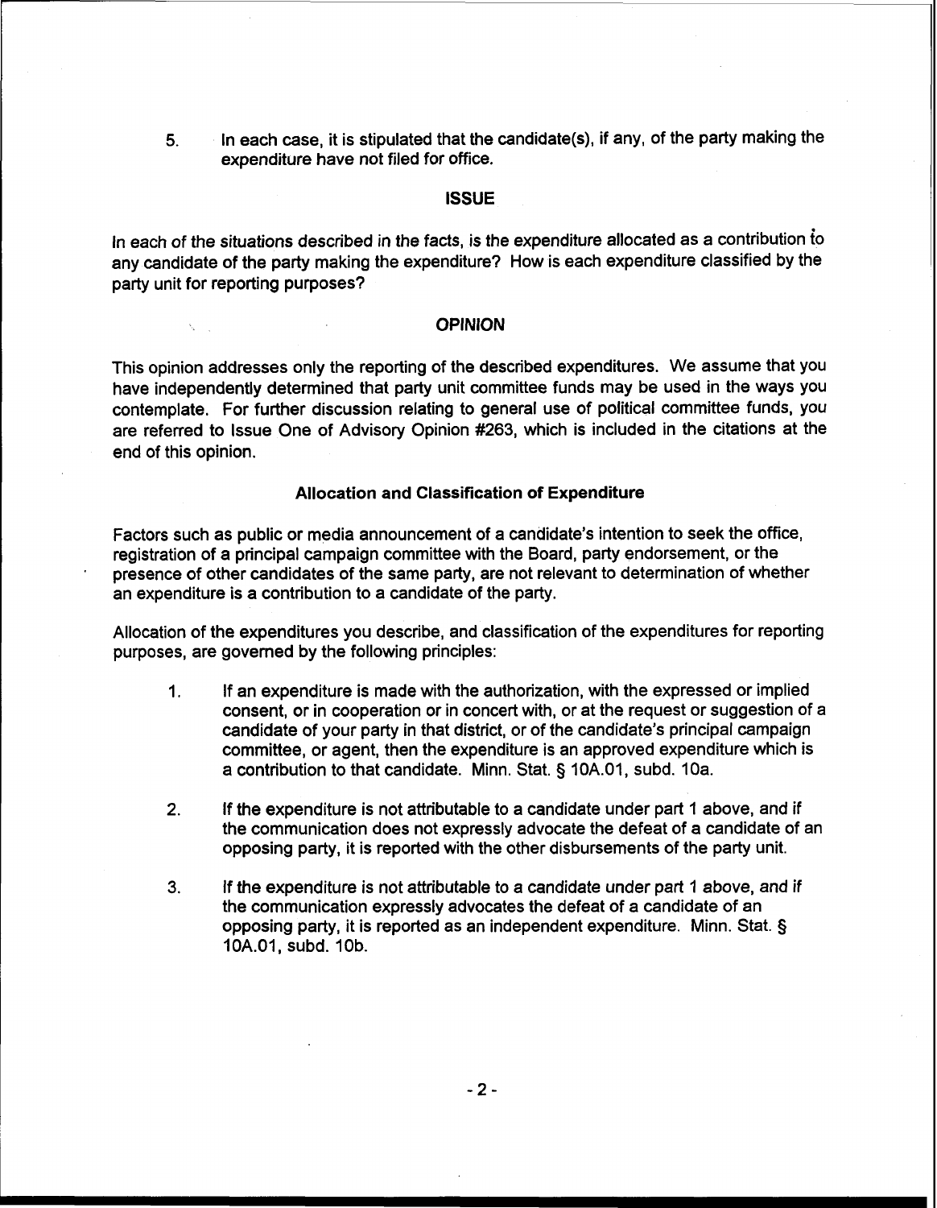5. In each case, it is stipulated that the candidate(s), if any, of the party making the expenditure have not filed for office.

## ISSUE

In each of the situations described in the facts, is the expenditure allocated as a contribution to any candidate of the party making the expenditure? How is each expenditure classified by the party unit for reporting purposes?

## OPINION

This opinion addresses only the reporting of the described expenditures. We assume that you have independently determined that party unit committee funds may be used in the ways you contemplate. For further discussion relating to general use of political committee funds, you are referred to Issue One of Advisory Opinion #263, which is included in the citations at the end of this opinion.

### Allocation and Classification of Expenditure

Factors such as public or media announcement of a candidate's intention to seek the office, registration of a principal campaign committee with the Board, party endorsement, or the presence of other candidates of the same party, are not relevant to determination of whether an expenditure is a contribution to a candidate of the party.

Allocation of the expenditures you describe, and classification of the expenditures for reporting purposes, are governed by the following principles:

1. If an expenditure is made with the authorization, with the expressed or implied consent, or in cooperation or in concert with, or at the request or suggestion of a candidate of your party in that district, or of the candidate's principal campaign committee, or agent, then the expenditure is an approved expenditure which is a contribution to that candidate. Minn. Stat. § 10A.01, subd. 10a.

2. If the expenditure is not attributable to a candidate under part 1 above, and if the communication does not expressly advocate the defeat of a candidate of an opposing party, it is reported with the other disbursements of the party unit.

3. If the expenditure is not attributable to a candidate under part 1 above, and if the communication expressly advocates the defeat of a candidate of an opposing party, it is reported as an independent expenditure. Minn. Stat. § 10A.01, subd. 10b.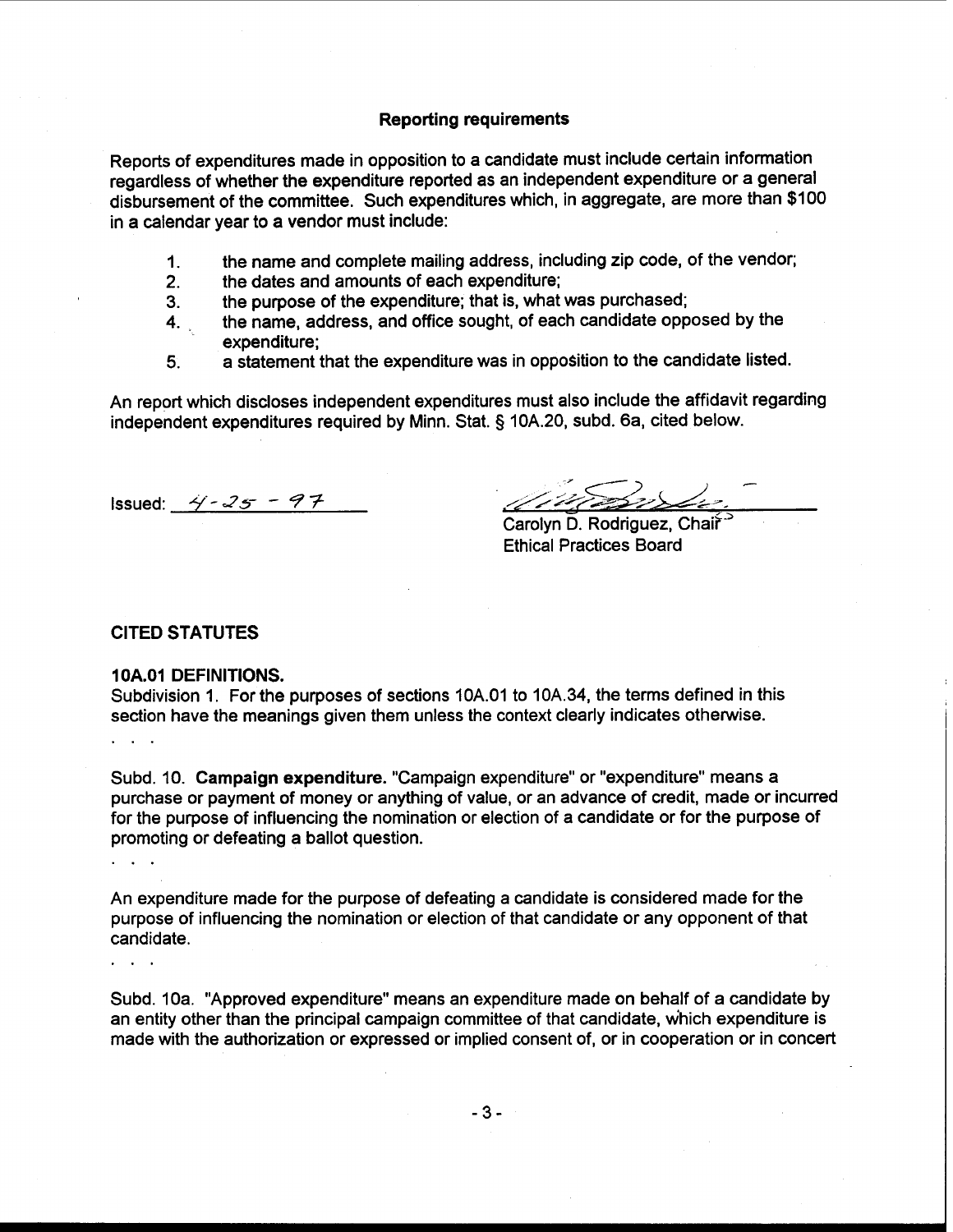### Reporting requirements

Reports of expenditures made in opposition to a candidate must include certain information regardless of whether the expenditure reported as an independent expenditure or a general disbursement of the committee. Such expenditures which, in aggregate, are more than $100 in a calendar year to a vendor must include:

1. the name and complete mailing address, including zip code, of the vendor;
2. the dates and amounts of each expenditure;
3. the purpose of the expenditure; that is, what was purchased;
4. the name, address, and office sought, of each candidate opposed by the expenditure;
5. a statement that the expenditure was in opposition to the candidate listed.

An report which discloses independent expenditures must also include the affidavit regarding independent expenditures required by Minn. Stat. § 10A.20, subd. 6a, cited below.

Issued: 4-25-97

Carolyn D. Rodriguez, Chair
Ethical Practices Board

## CITED STATUTES

**10A.01 DEFINITIONS.**
Subdivision 1. For the purposes of sections 10A.01 to 10A.34, the terms defined in this section have the meanings given them unless the context clearly indicates otherwise.

. . .

Subd. 10. **Campaign expenditure.** "Campaign expenditure" or "expenditure" means a purchase or payment of money or anything of value, or an advance of credit, made or incurred for the purpose of influencing the nomination or election of a candidate or for the purpose of promoting or defeating a ballot question.

. . .

An expenditure made for the purpose of defeating a candidate is considered made for the purpose of influencing the nomination or election of that candidate or any opponent of that candidate.

. . .

Subd. 10a. "Approved expenditure" means an expenditure made on behalf of a candidate by an entity other than the principal campaign committee of that candidate, which expenditure is made with the authorization or expressed or implied consent of, or in cooperation or in concert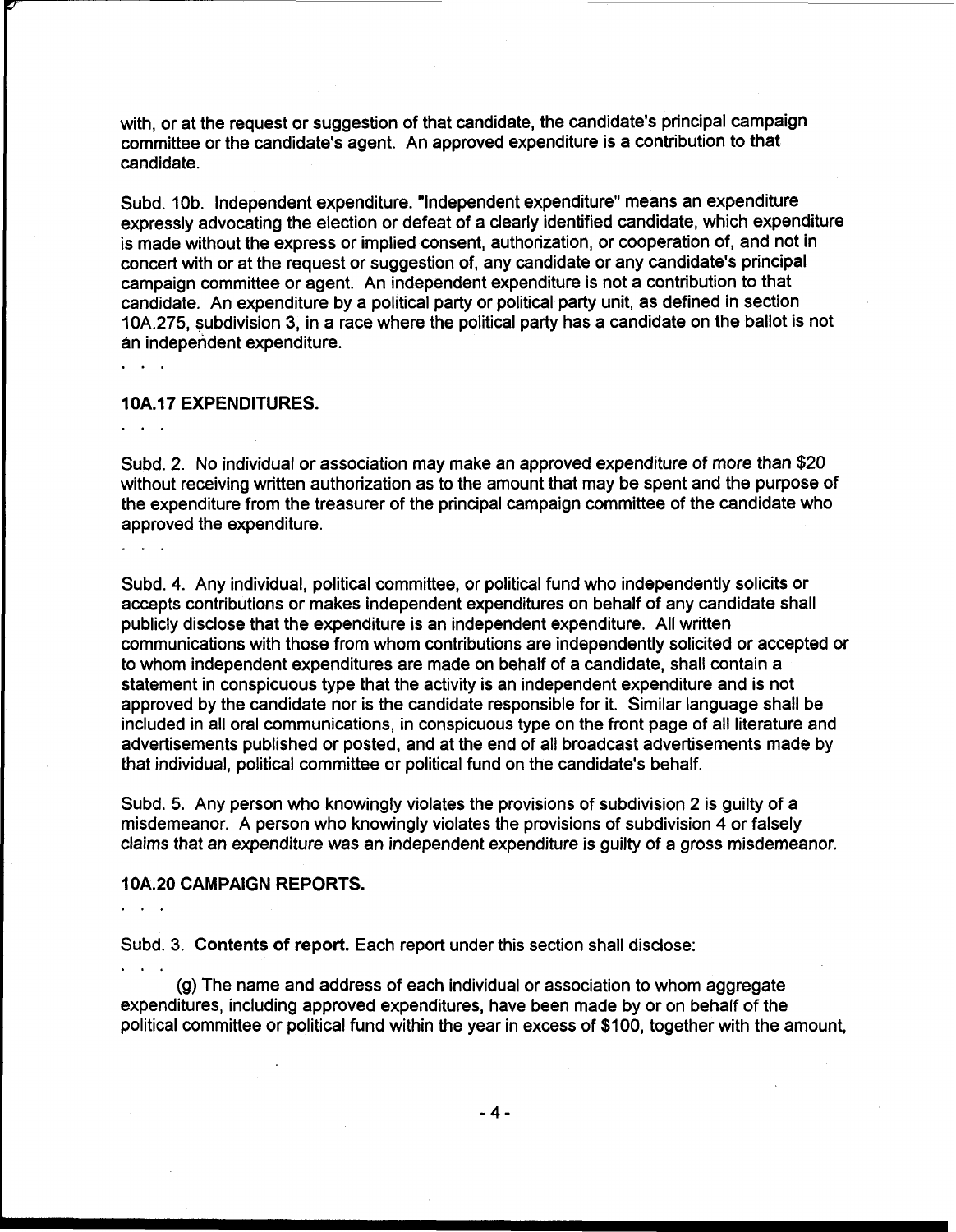with, or at the request or suggestion of that candidate, the candidate's principal campaign committee or the candidate's agent. An approved expenditure is a contribution to that candidate.

Subd. 10b. Independent expenditure. "Independent expenditure" means an expenditure expressly advocating the election or defeat of a clearly identified candidate, which expenditure is made without the express or implied consent, authorization, or cooperation of, and not in concert with or at the request or suggestion of, any candidate or any candidate's principal campaign committee or agent. An independent expenditure is not a contribution to that candidate. An expenditure by a political party or political party unit, as defined in section 10A.275, subdivision 3, in a race where the political party has a candidate on the ballot is not an independent expenditure.

. . .

**10A.17 EXPENDITURES.**

. . .

Subd. 2. No individual or association may make an approved expenditure of more than $20 without receiving written authorization as to the amount that may be spent and the purpose of the expenditure from the treasurer of the principal campaign committee of the candidate who approved the expenditure.

. . .

Subd. 4. Any individual, political committee, or political fund who independently solicits or accepts contributions or makes independent expenditures on behalf of any candidate shall publicly disclose that the expenditure is an independent expenditure. All written communications with those from whom contributions are independently solicited or accepted or to whom independent expenditures are made on behalf of a candidate, shall contain a statement in conspicuous type that the activity is an independent expenditure and is not approved by the candidate nor is the candidate responsible for it. Similar language shall be included in all oral communications, in conspicuous type on the front page of all literature and advertisements published or posted, and at the end of all broadcast advertisements made by that individual, political committee or political fund on the candidate's behalf.

Subd. 5. Any person who knowingly violates the provisions of subdivision 2 is guilty of a misdemeanor. A person who knowingly violates the provisions of subdivision 4 or falsely claims that an expenditure was an independent expenditure is guilty of a gross misdemeanor.

**10A.20 CAMPAIGN REPORTS.**

. . .

Subd. 3. **Contents of report.** Each report under this section shall disclose:

. . .

(g) The name and address of each individual or association to whom aggregate expenditures, including approved expenditures, have been made by or on behalf of the political committee or political fund within the year in excess of $100, together with the amount,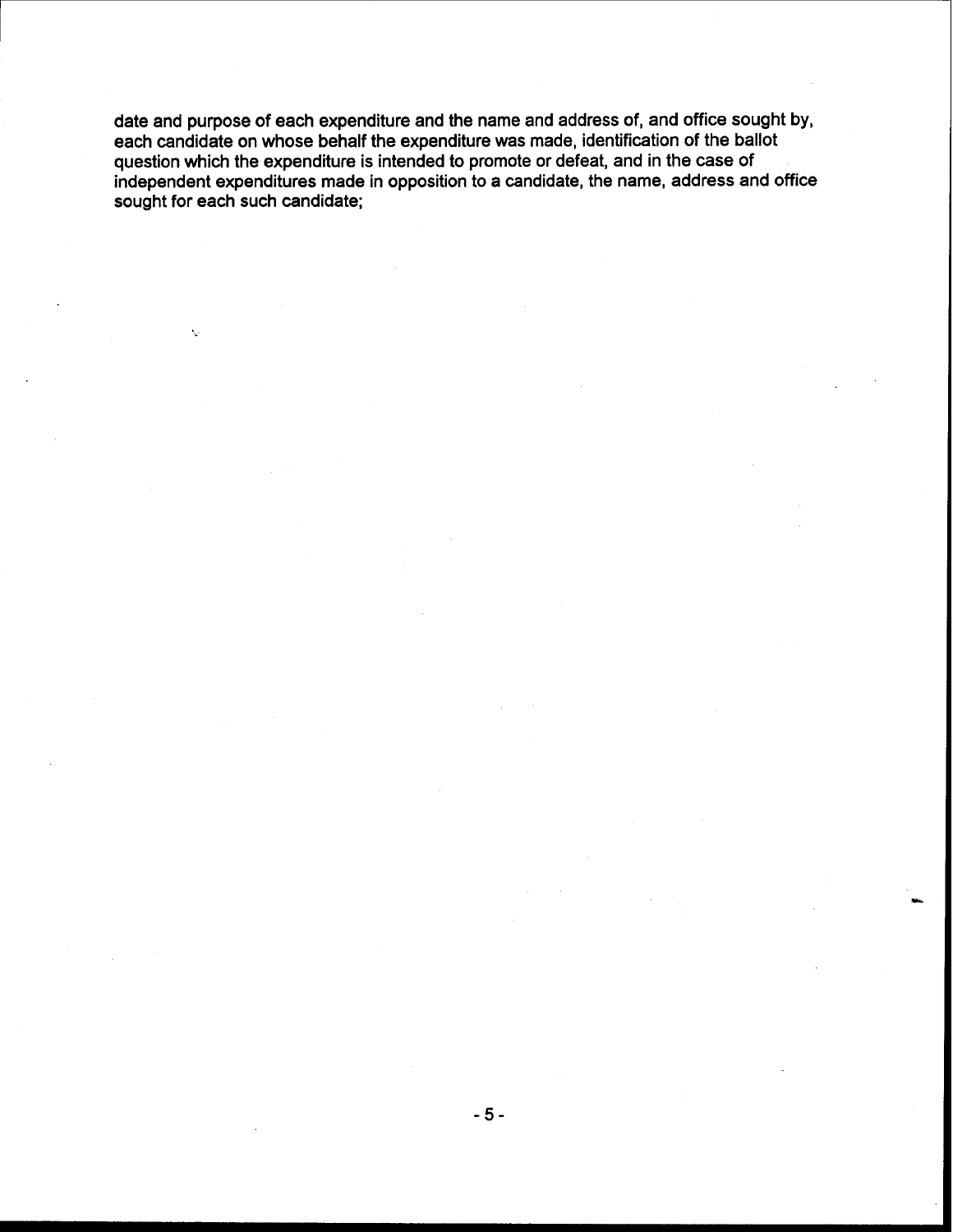date and purpose of each expenditure and the name and address of, and office sought by, each candidate on whose behalf the expenditure was made, identification of the ballot question which the expenditure is intended to promote or defeat, and in the case of independent expenditures made in opposition to a candidate, the name, address and office sought for each such candidate;